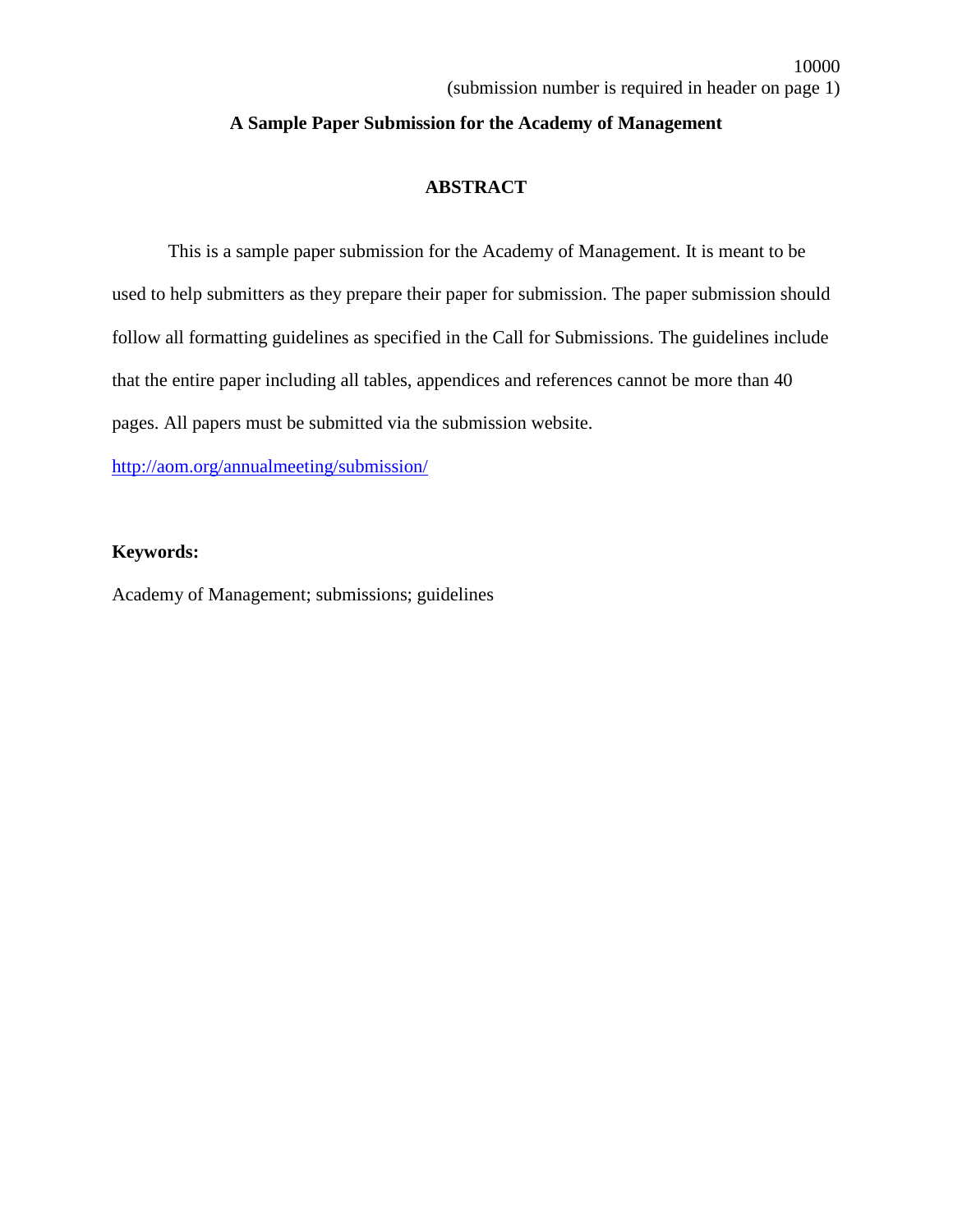10000
(submission number is required in header on page 1)

# A Sample Paper Submission for the Academy of Management

## ABSTRACT

This is a sample paper submission for the Academy of Management. It is meant to be used to help submitters as they prepare their paper for submission. The paper submission should follow all formatting guidelines as specified in the Call for Submissions. The guidelines include that the entire paper including all tables, appendices and references cannot be more than 40 pages. All papers must be submitted via the submission website.

http://aom.org/annualmeeting/submission/

**Keywords:**

Academy of Management; submissions; guidelines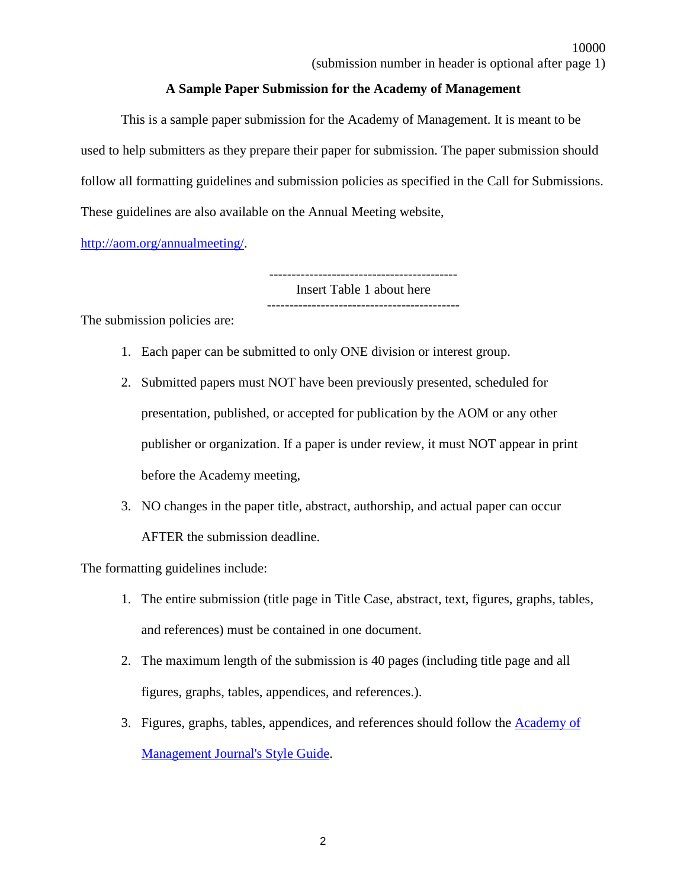10000
(submission number in header is optional after page 1)

**A Sample Paper Submission for the Academy of Management**

This is a sample paper submission for the Academy of Management. It is meant to be used to help submitters as they prepare their paper for submission. The paper submission should follow all formatting guidelines and submission policies as specified in the Call for Submissions. These guidelines are also available on the Annual Meeting website, [http://aom.org/annualmeeting/](http://aom.org/annualmeeting/).

------------------------------------------
Insert Table 1 about here
------------------------------------------

The submission policies are:

1. Each paper can be submitted to only ONE division or interest group.
2. Submitted papers must NOT have been previously presented, scheduled for presentation, published, or accepted for publication by the AOM or any other publisher or organization. If a paper is under review, it must NOT appear in print before the Academy meeting,
3. NO changes in the paper title, abstract, authorship, and actual paper can occur AFTER the submission deadline.

The formatting guidelines include:

1. The entire submission (title page in Title Case, abstract, text, figures, graphs, tables, and references) must be contained in one document.
2. The maximum length of the submission is 40 pages (including title page and all figures, graphs, tables, appendices, and references.).
3. Figures, graphs, tables, appendices, and references should follow the Academy of Management Journal's Style Guide.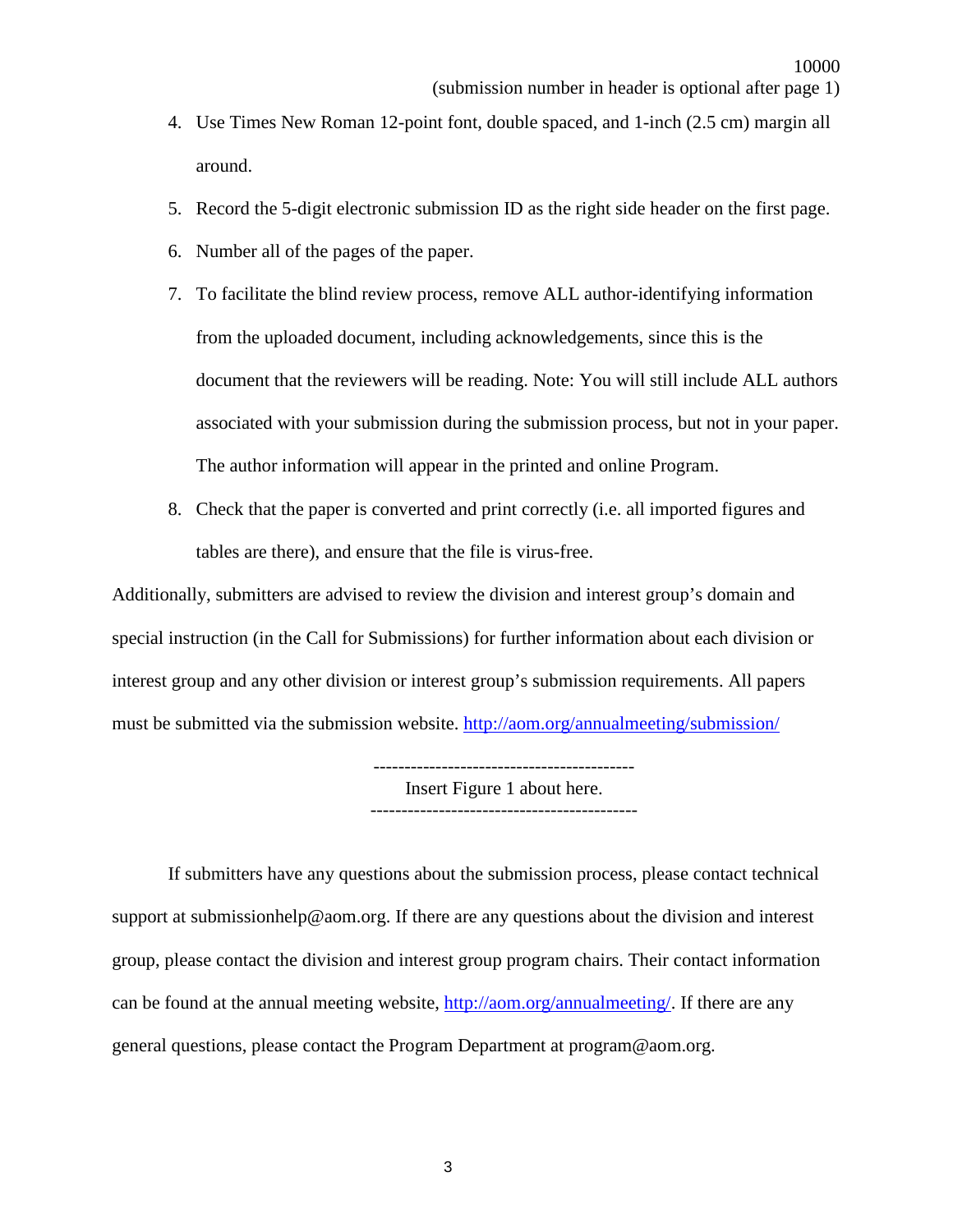4. Use Times New Roman 12-point font, double spaced, and 1-inch (2.5 cm) margin all around.
5. Record the 5-digit electronic submission ID as the right side header on the first page.
6. Number all of the pages of the paper.
7. To facilitate the blind review process, remove ALL author-identifying information from the uploaded document, including acknowledgements, since this is the document that the reviewers will be reading. Note: You will still include ALL authors associated with your submission during the submission process, but not in your paper. The author information will appear in the printed and online Program.
8. Check that the paper is converted and print correctly (i.e. all imported figures and tables are there), and ensure that the file is virus-free.

Additionally, submitters are advised to review the division and interest group's domain and special instruction (in the Call for Submissions) for further information about each division or interest group and any other division or interest group's submission requirements. All papers must be submitted via the submission website. http://aom.org/annualmeeting/submission/

-----------------------------------------

Insert Figure 1 about here.

------------------------------------------

If submitters have any questions about the submission process, please contact technical support at submissionhelp@aom.org. If there are any questions about the division and interest group, please contact the division and interest group program chairs. Their contact information can be found at the annual meeting website, http://aom.org/annualmeeting/. If there are any general questions, please contact the Program Department at program@aom.org.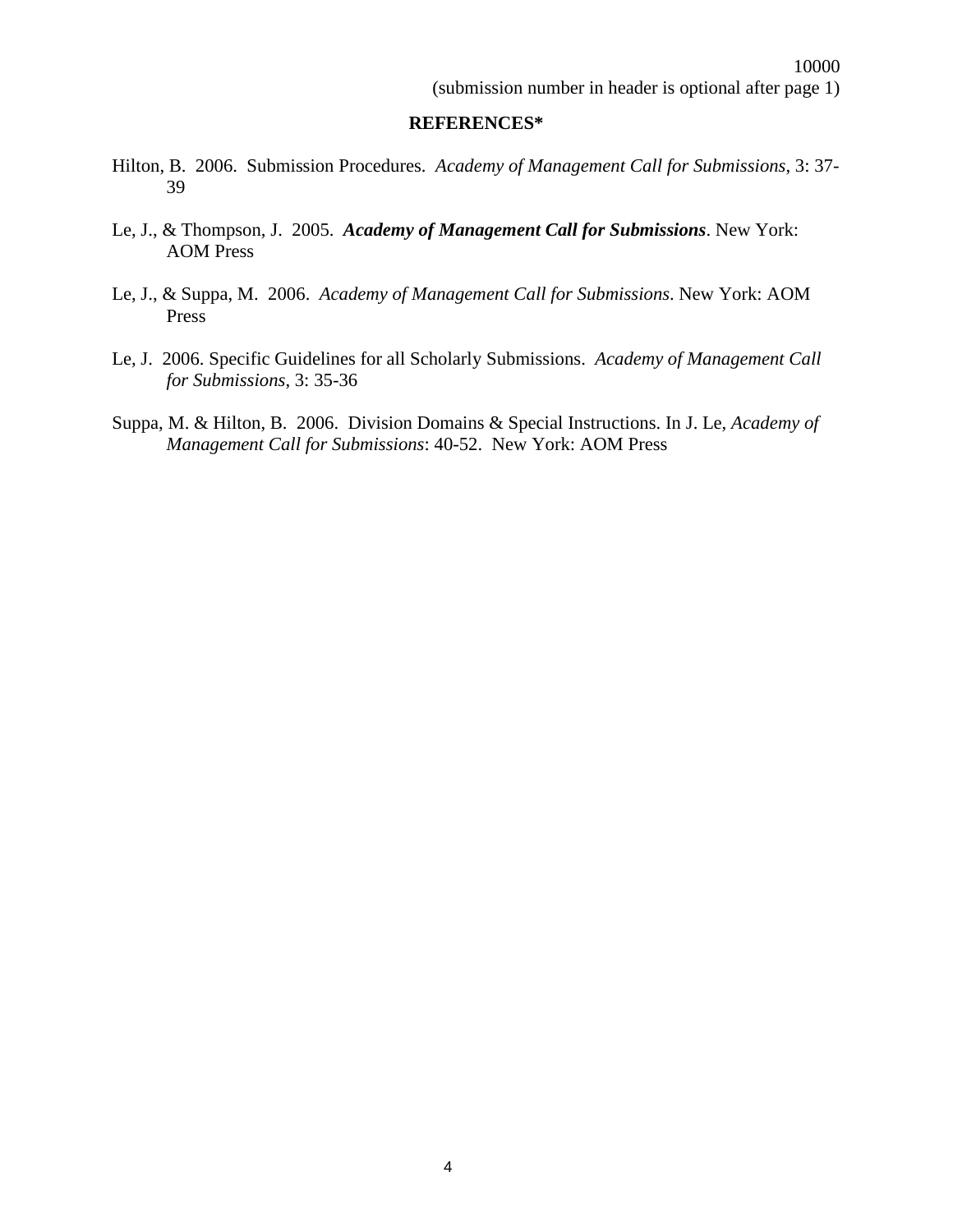10000
(submission number in header is optional after page 1)

## REFERENCES*

Hilton, B. 2006. Submission Procedures. *Academy of Management Call for Submissions*, 3: 37-39

Le, J., & Thompson, J. 2005. ***Academy of Management Call for Submissions***. New York: AOM Press

Le, J., & Suppa, M. 2006. *Academy of Management Call for Submissions*. New York: AOM Press

Le, J. 2006. Specific Guidelines for all Scholarly Submissions. *Academy of Management Call for Submissions*, 3: 35-36

Suppa, M. & Hilton, B. 2006. Division Domains & Special Instructions. In J. Le, *Academy of Management Call for Submissions*: 40-52. New York: AOM Press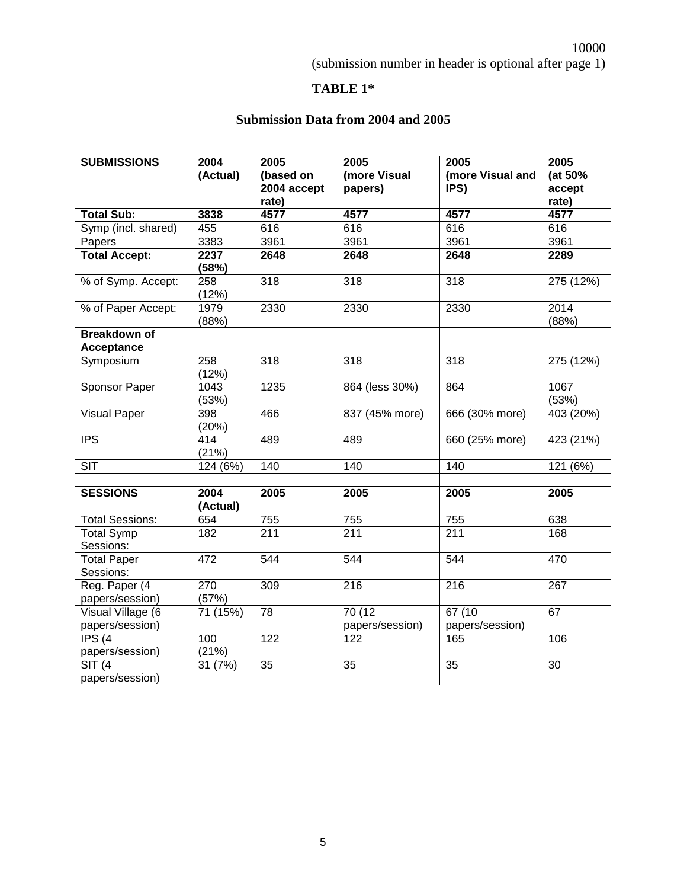# TABLE 1*

## Submission Data from 2004 and 2005

| **SUBMISSIONS** | **2004 (Actual)** | **2005 (based on 2004 accept rate)** | **2005 (more Visual papers)** | **2005 (more Visual and IPS)** | **2005 (at 50% accept rate)** |
|---|---|---|---|---|---|
| **Total Sub:** | **3838** | **4577** | **4577** | **4577** | **4577** |
| Symp (incl. shared) | 455 | 616 | 616 | 616 | 616 |
| Papers | 3383 | 3961 | 3961 | 3961 | 3961 |
| **Total Accept:** | **2237 (58%)** | **2648** | **2648** | **2648** | **2289** |
| % of Symp. Accept: | 258 (12%) | 318 | 318 | 318 | 275 (12%) |
| % of Paper Accept: | 1979 (88%) | 2330 | 2330 | 2330 | 2014 (88%) |
| **Breakdown of Acceptance** | | | | | |
| Symposium | 258 (12%) | 318 | 318 | 318 | 275 (12%) |
| Sponsor Paper | 1043 (53%) | 1235 | 864 (less 30%) | 864 | 1067 (53%) |
| Visual Paper | 398 (20%) | 466 | 837 (45% more) | 666 (30% more) | 403 (20%) |
| IPS | 414 (21%) | 489 | 489 | 660 (25% more) | 423 (21%) |
| SIT | 124 (6%) | 140 | 140 | 140 | 121 (6%) |
| | | | | | |
| **SESSIONS** | **2004 (Actual)** | **2005** | **2005** | **2005** | **2005** |
| Total Sessions: | 654 | 755 | 755 | 755 | 638 |
| Total Symp Sessions: | 182 | 211 | 211 | 211 | 168 |
| Total Paper Sessions: | 472 | 544 | 544 | 544 | 470 |
| Reg. Paper (4 papers/session) | 270 (57%) | 309 | 216 | 216 | 267 |
| Visual Village (6 papers/session) | 71 (15%) | 78 | 70 (12 papers/session) | 67 (10 papers/session) | 67 |
| IPS (4 papers/session) | 100 (21%) | 122 | 122 | 165 | 106 |
| SIT (4 papers/session) | 31 (7%) | 35 | 35 | 35 | 30 |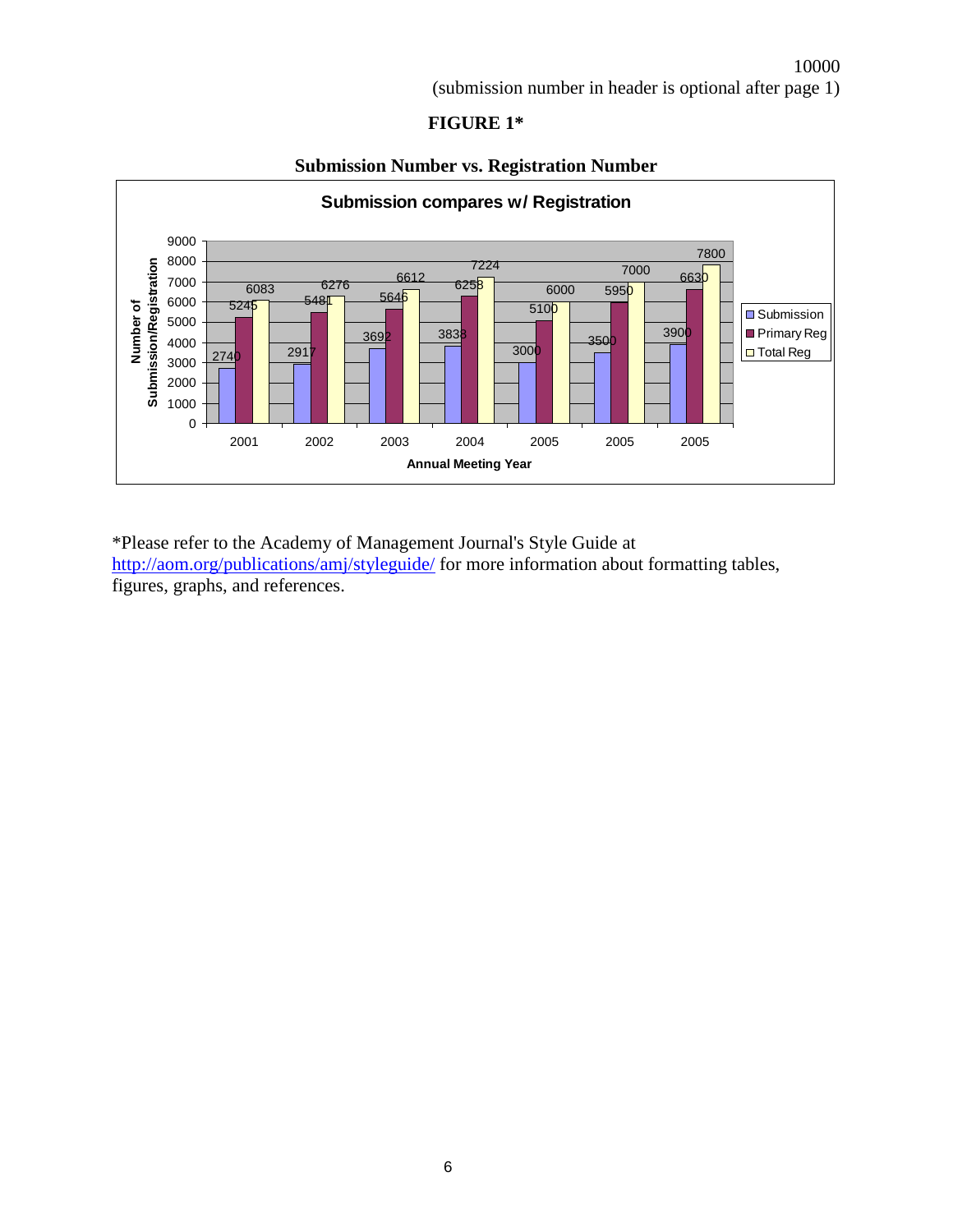10000
(submission number in header is optional after page 1)

**FIGURE 1***

**Submission Number vs. Registration Number**

**Submission compares w/ Registration**

Number of Submission/Registration

9000
8000
7000
6000
5000
4000
3000
2000
1000
0

2740 5245 6083
2917 5481 6276
3692 5646 6612
3838 6258 7224
3000 5100 6000
3500 5950 7000
3900 6630 7800

2001 2002 2003 2004 2005 2005 2005

Annual Meeting Year

Submission
Primary Reg
Total Reg

*Please refer to the Academy of Management Journal's Style Guide at [http://aom.org/publications/amj/styleguide/](http://aom.org/publications/amj/styleguide/) for more information about formatting tables, figures, graphs, and references.